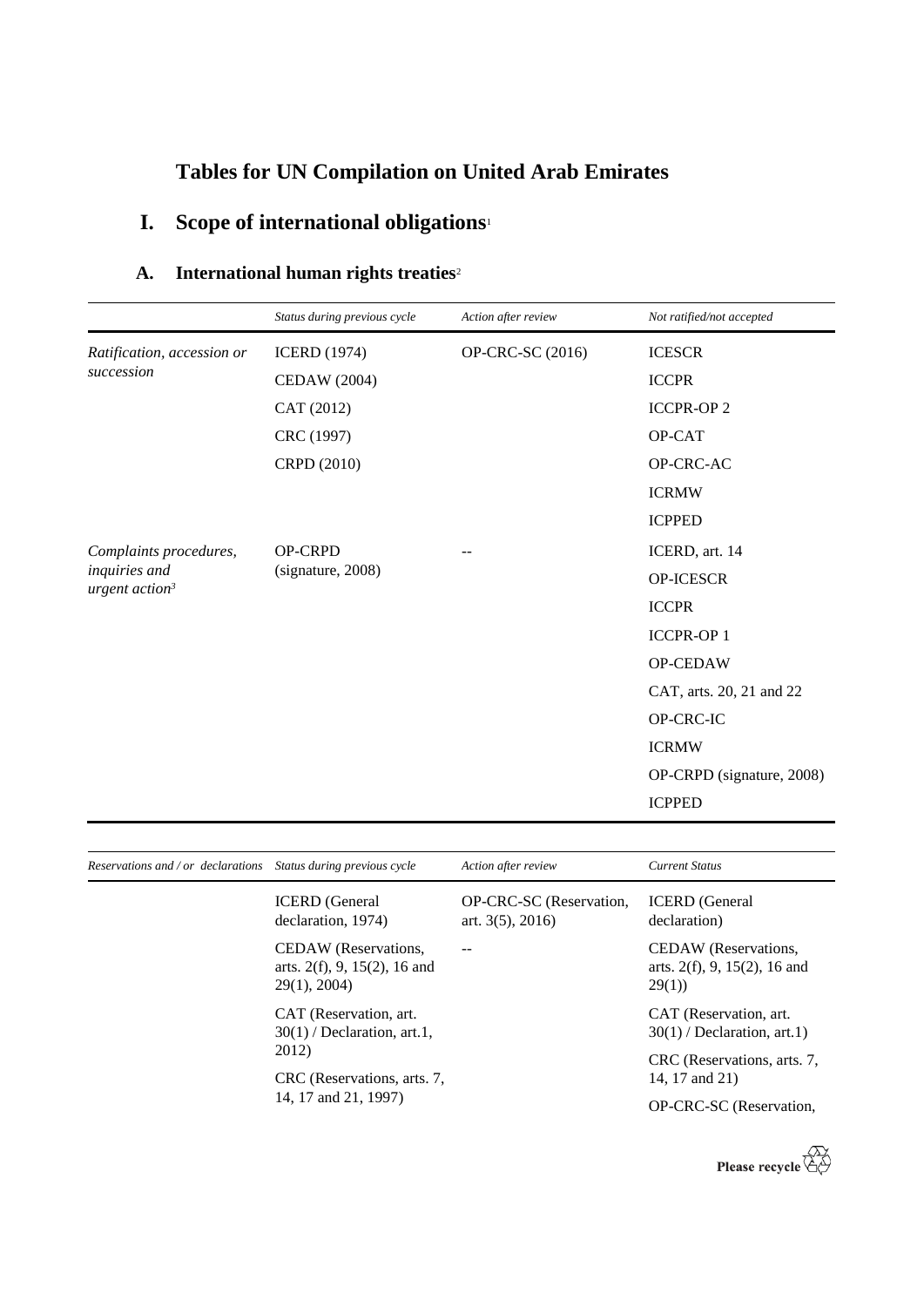# Tables for UN Compilation on United Arab Emirates

## I. Scope of international obligations[1]

### A. International human rights treaties[2]

| | *Status during previous cycle* | *Action after review* | *Not ratified/not accepted* |
|---|---|---|---|
| *Ratification, accession or succession* | ICERD (1974)<br>CEDAW (2004)<br>CAT (2012)<br>CRC (1997)<br>CRPD (2010) | OP-CRC-SC (2016) | ICESCR<br>ICCPR<br>ICCPR-OP 2<br>OP-CAT<br>OP-CRC-AC<br>ICRMW<br>ICPPED |
| *Complaints procedures, inquiries and urgent action*[3] | OP-CRPD (signature, 2008) | -- | ICERD, art. 14<br>OP-ICESCR<br>ICCPR<br>ICCPR-OP 1<br>OP-CEDAW<br>CAT, arts. 20, 21 and 22<br>OP-CRC-IC<br>ICRMW<br>OP-CRPD (signature, 2008)<br>ICPPED |

| *Reservations and / or declarations* | *Status during previous cycle* | *Action after review* | *Current Status* |
|---|---|---|---|
| | ICERD (General declaration, 1974)<br>CEDAW (Reservations, arts. 2(f), 9, 15(2), 16 and 29(1), 2004)<br>CAT (Reservation, art. 30(1) / Declaration, art.1, 2012)<br>CRC (Reservations, arts. 7, 14, 17 and 21, 1997) | OP-CRC-SC (Reservation, art. 3(5), 2016)<br>-- | ICERD (General declaration)<br>CEDAW (Reservations, arts. 2(f), 9, 15(2), 16 and 29(1))<br>CAT (Reservation, art. 30(1) / Declaration, art.1)<br>CRC (Reservations, arts. 7, 14, 17 and 21)<br>OP-CRC-SC (Reservation, |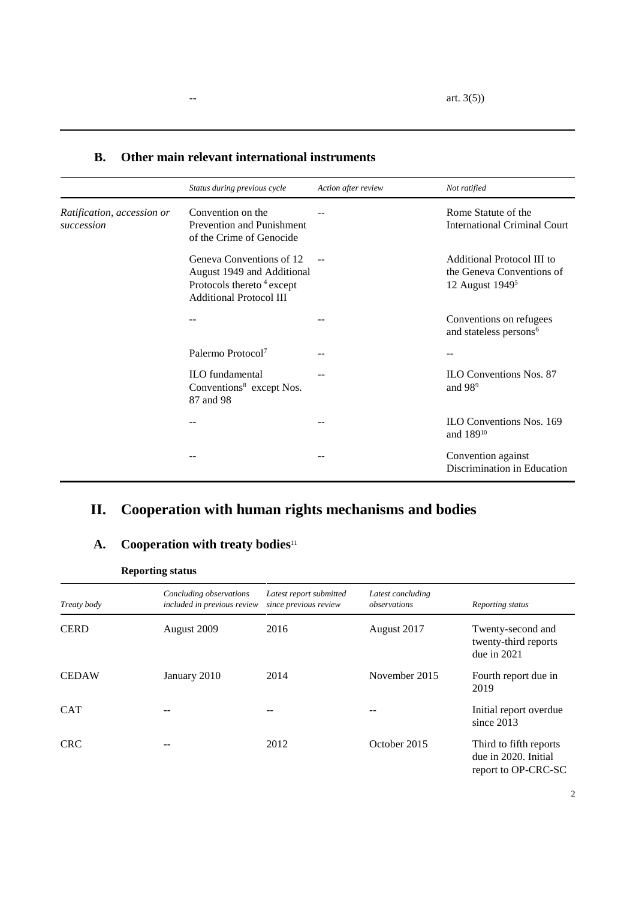| | | | |
|---|---|---|---|
| | -- | | art. 3(5)) |

## B. Other main relevant international instruments

| | *Status during previous cycle* | *Action after review* | *Not ratified* |
|---|---|---|---|
| *Ratification, accession or succession* | Convention on the Prevention and Punishment of the Crime of Genocide | -- | Rome Statute of the International Criminal Court |
| | Geneva Conventions of 12 August 1949 and Additional Protocols thereto [4] except Additional Protocol III | -- | Additional Protocol III to the Geneva Conventions of 12 August 1949[5] |
| | -- | -- | Conventions on refugees and stateless persons[6] |
| | Palermo Protocol[7] | -- | -- |
| | ILO fundamental Conventions[8] except Nos. 87 and 98 | -- | ILO Conventions Nos. 87 and 98[9] |
| | -- | -- | ILO Conventions Nos. 169 and 189[10] |
| | -- | -- | Convention against Discrimination in Education |

# II. Cooperation with human rights mechanisms and bodies

## A. Cooperation with treaty bodies[11]

### Reporting status

| *Treaty body* | *Concluding observations included in previous review* | *Latest report submitted since previous review* | *Latest concluding observations* | *Reporting status* |
|---|---|---|---|---|
| CERD | August 2009 | 2016 | August 2017 | Twenty-second and twenty-third reports due in 2021 |
| CEDAW | January 2010 | 2014 | November 2015 | Fourth report due in 2019 |
| CAT | -- | -- | -- | Initial report overdue since 2013 |
| CRC | -- | 2012 | October 2015 | Third to fifth reports due in 2020. Initial report to OP-CRC-SC |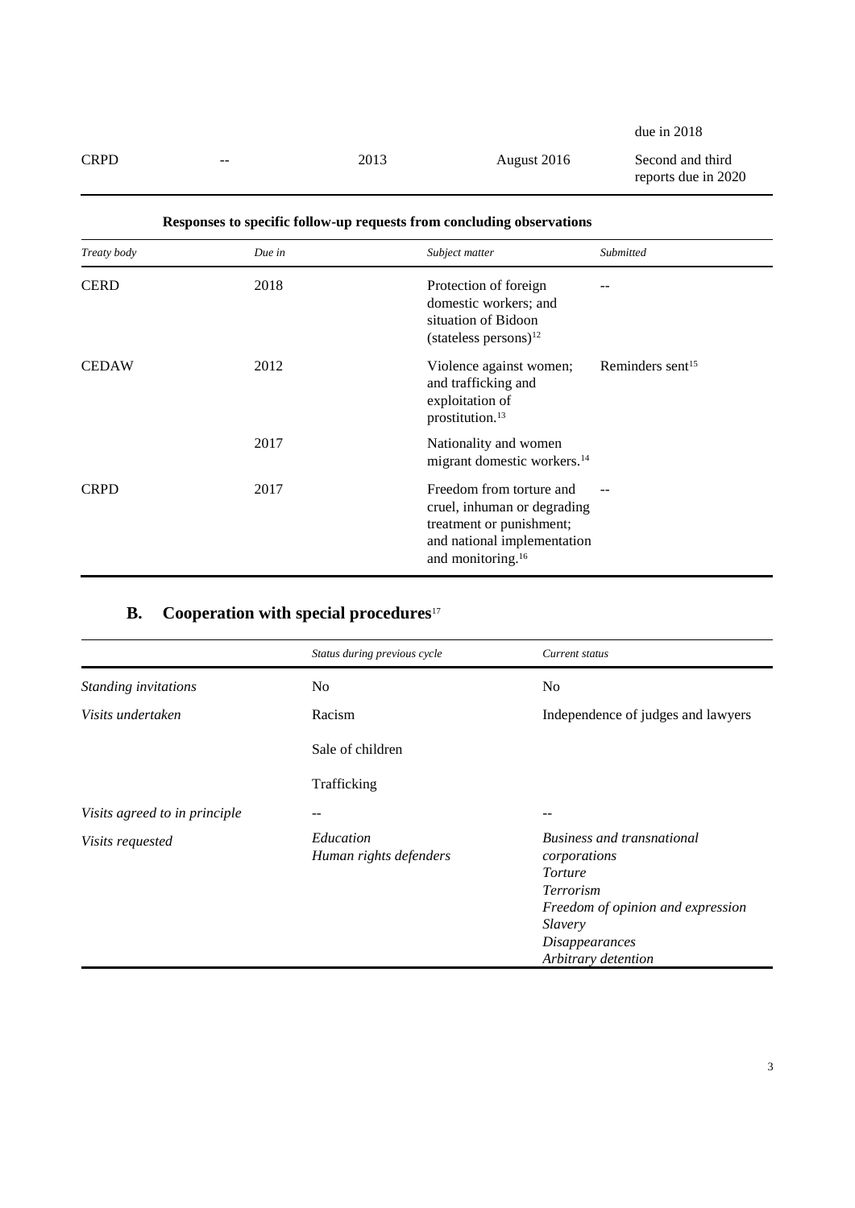| | | | | due in 2018 |
|---|---|---|---|---|
| CRPD | -- | 2013 | August 2016 | Second and third reports due in 2020 |

**Responses to specific follow-up requests from concluding observations**

| *Treaty body* | *Due in* | *Subject matter* | *Submitted* |
|---|---|---|---|
| CERD | 2018 | Protection of foreign domestic workers; and situation of Bidoon (stateless persons)[12] | -- |
| CEDAW | 2012 | Violence against women; and trafficking and exploitation of prostitution.[13] | Reminders sent[15] |
| | 2017 | Nationality and women migrant domestic workers.[14] | |
| CRPD | 2017 | Freedom from torture and cruel, inhuman or degrading treatment or punishment; and national implementation and monitoring.[16] | -- |

## B. Cooperation with special procedures[17]

| | *Status during previous cycle* | *Current status* |
|---|---|---|
| *Standing invitations* | No | No |
| *Visits undertaken* | Racism<br>Sale of children<br>Trafficking | Independence of judges and lawyers |
| *Visits agreed to in principle* | -- | -- |
| *Visits requested* | *Education*<br>*Human rights defenders* | *Business and transnational corporations*<br>*Torture*<br>*Terrorism*<br>*Freedom of opinion and expression*<br>*Slavery*<br>*Disappearances*<br>*Arbitrary detention* |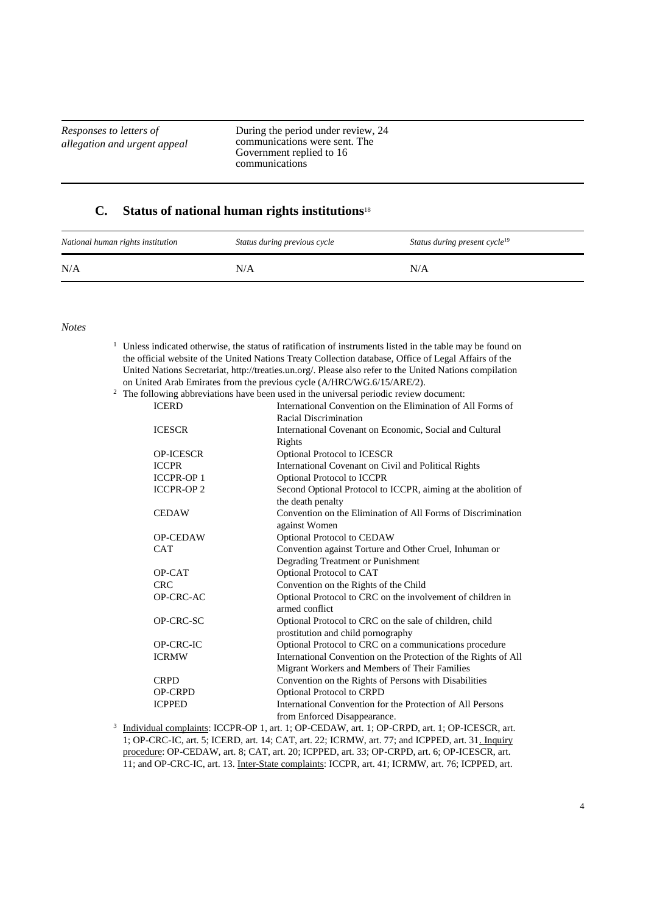| | |
|---|---|
| *Responses to letters of allegation and urgent appeal* | During the period under review, 24 communications were sent. The Government replied to 16 communications |

## C. Status of national human rights institutions[18]

| *National human rights institution* | *Status during previous cycle* | *Status during present cycle*[19] |
|---|---|---|
| N/A | N/A | N/A |

*Notes*

[1] Unless indicated otherwise, the status of ratification of instruments listed in the table may be found on the official website of the United Nations Treaty Collection database, Office of Legal Affairs of the United Nations Secretariat, http://treaties.un.org/. Please also refer to the United Nations compilation on United Arab Emirates from the previous cycle (A/HRC/WG.6/15/ARE/2).

[2] The following abbreviations have been used in the universal periodic review document:

| | |
|---|---|
| ICERD | International Convention on the Elimination of All Forms of Racial Discrimination |
| ICESCR | International Covenant on Economic, Social and Cultural Rights |
| OP-ICESCR | Optional Protocol to ICESCR |
| ICCPR | International Covenant on Civil and Political Rights |
| ICCPR-OP 1 | Optional Protocol to ICCPR |
| ICCPR-OP 2 | Second Optional Protocol to ICCPR, aiming at the abolition of the death penalty |
| CEDAW | Convention on the Elimination of All Forms of Discrimination against Women |
| OP-CEDAW | Optional Protocol to CEDAW |
| CAT | Convention against Torture and Other Cruel, Inhuman or Degrading Treatment or Punishment |
| OP-CAT | Optional Protocol to CAT |
| CRC | Convention on the Rights of the Child |
| OP-CRC-AC | Optional Protocol to CRC on the involvement of children in armed conflict |
| OP-CRC-SC | Optional Protocol to CRC on the sale of children, child prostitution and child pornography |
| OP-CRC-IC | Optional Protocol to CRC on a communications procedure |
| ICRMW | International Convention on the Protection of the Rights of All Migrant Workers and Members of Their Families |
| CRPD | Convention on the Rights of Persons with Disabilities |
| OP-CRPD | Optional Protocol to CRPD |
| ICPPED | International Convention for the Protection of All Persons from Enforced Disappearance. |

[3] Individual complaints: ICCPR-OP 1, art. 1; OP-CEDAW, art. 1; OP-CRPD, art. 1; OP-ICESCR, art. 1; OP-CRC-IC, art. 5; ICERD, art. 14; CAT, art. 22; ICRMW, art. 77; and ICPPED, art. 31. Inquiry procedure: OP-CEDAW, art. 8; CAT, art. 20; ICPPED, art. 33; OP-CRPD, art. 6; OP-ICESCR, art. 11; and OP-CRC-IC, art. 13. Inter-State complaints: ICCPR, art. 41; ICRMW, art. 76; ICPPED, art.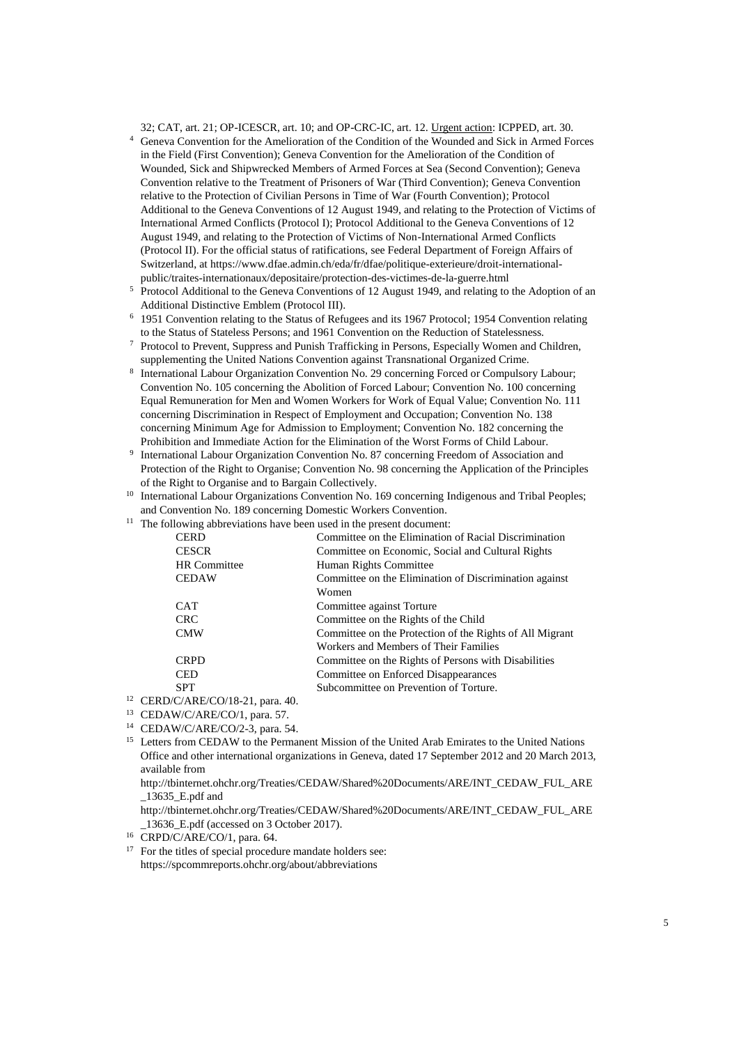32; CAT, art. 21; OP-ICESCR, art. 10; and OP-CRC-IC, art. 12. Urgent action: ICPPED, art. 30.

[4] Geneva Convention for the Amelioration of the Condition of the Wounded and Sick in Armed Forces in the Field (First Convention); Geneva Convention for the Amelioration of the Condition of Wounded, Sick and Shipwrecked Members of Armed Forces at Sea (Second Convention); Geneva Convention relative to the Treatment of Prisoners of War (Third Convention); Geneva Convention relative to the Protection of Civilian Persons in Time of War (Fourth Convention); Protocol Additional to the Geneva Conventions of 12 August 1949, and relating to the Protection of Victims of International Armed Conflicts (Protocol I); Protocol Additional to the Geneva Conventions of 12 August 1949, and relating to the Protection of Victims of Non-International Armed Conflicts (Protocol II). For the official status of ratifications, see Federal Department of Foreign Affairs of Switzerland, at https://www.dfae.admin.ch/eda/fr/dfae/politique-exterieure/droit-international-public/traites-internationaux/depositaire/protection-des-victimes-de-la-guerre.html

[5] Protocol Additional to the Geneva Conventions of 12 August 1949, and relating to the Adoption of an Additional Distinctive Emblem (Protocol III).

[6] 1951 Convention relating to the Status of Refugees and its 1967 Protocol; 1954 Convention relating to the Status of Stateless Persons; and 1961 Convention on the Reduction of Statelessness.

[7] Protocol to Prevent, Suppress and Punish Trafficking in Persons, Especially Women and Children, supplementing the United Nations Convention against Transnational Organized Crime.

[8] International Labour Organization Convention No. 29 concerning Forced or Compulsory Labour; Convention No. 105 concerning the Abolition of Forced Labour; Convention No. 100 concerning Equal Remuneration for Men and Women Workers for Work of Equal Value; Convention No. 111 concerning Discrimination in Respect of Employment and Occupation; Convention No. 138 concerning Minimum Age for Admission to Employment; Convention No. 182 concerning the Prohibition and Immediate Action for the Elimination of the Worst Forms of Child Labour.

[9] International Labour Organization Convention No. 87 concerning Freedom of Association and Protection of the Right to Organise; Convention No. 98 concerning the Application of the Principles of the Right to Organise and to Bargain Collectively.

[10] International Labour Organizations Convention No. 169 concerning Indigenous and Tribal Peoples; and Convention No. 189 concerning Domestic Workers Convention.

[11] The following abbreviations have been used in the present document:

| | |
|---|---|
| CERD | Committee on the Elimination of Racial Discrimination |
| CESCR | Committee on Economic, Social and Cultural Rights |
| HR Committee | Human Rights Committee |
| CEDAW | Committee on the Elimination of Discrimination against Women |
| CAT | Committee against Torture |
| CRC | Committee on the Rights of the Child |
| CMW | Committee on the Protection of the Rights of All Migrant Workers and Members of Their Families |
| CRPD | Committee on the Rights of Persons with Disabilities |
| CED | Committee on Enforced Disappearances |
| SPT | Subcommittee on Prevention of Torture. |

[12] CERD/C/ARE/CO/18-21, para. 40.

[13] CEDAW/C/ARE/CO/1, para. 57.

[14] CEDAW/C/ARE/CO/2-3, para. 54.

[15] Letters from CEDAW to the Permanent Mission of the United Arab Emirates to the United Nations Office and other international organizations in Geneva, dated 17 September 2012 and 20 March 2013, available from http://tbinternet.ohchr.org/Treaties/CEDAW/Shared%20Documents/ARE/INT_CEDAW_FUL_ARE_13635_E.pdf and http://tbinternet.ohchr.org/Treaties/CEDAW/Shared%20Documents/ARE/INT_CEDAW_FUL_ARE_13636_E.pdf (accessed on 3 October 2017).

[16] CRPD/C/ARE/CO/1, para. 64.

[17] For the titles of special procedure mandate holders see: https://spcommreports.ohchr.org/about/abbreviations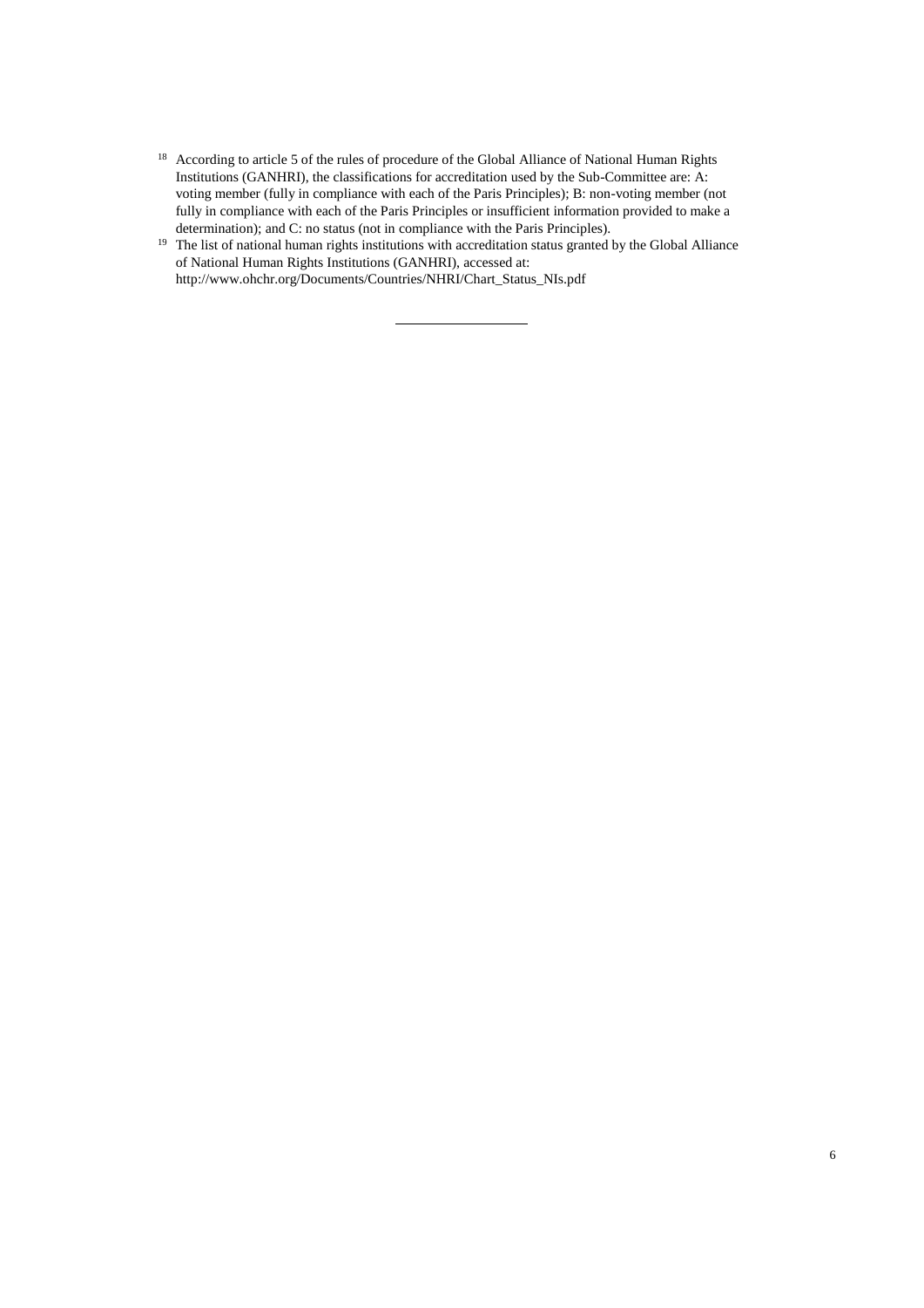[18] According to article 5 of the rules of procedure of the Global Alliance of National Human Rights Institutions (GANHRI), the classifications for accreditation used by the Sub-Committee are: A: voting member (fully in compliance with each of the Paris Principles); B: non-voting member (not fully in compliance with each of the Paris Principles or insufficient information provided to make a determination); and C: no status (not in compliance with the Paris Principles).

[19] The list of national human rights institutions with accreditation status granted by the Global Alliance of National Human Rights Institutions (GANHRI), accessed at: http://www.ohchr.org/Documents/Countries/NHRI/Chart_Status_NIs.pdf